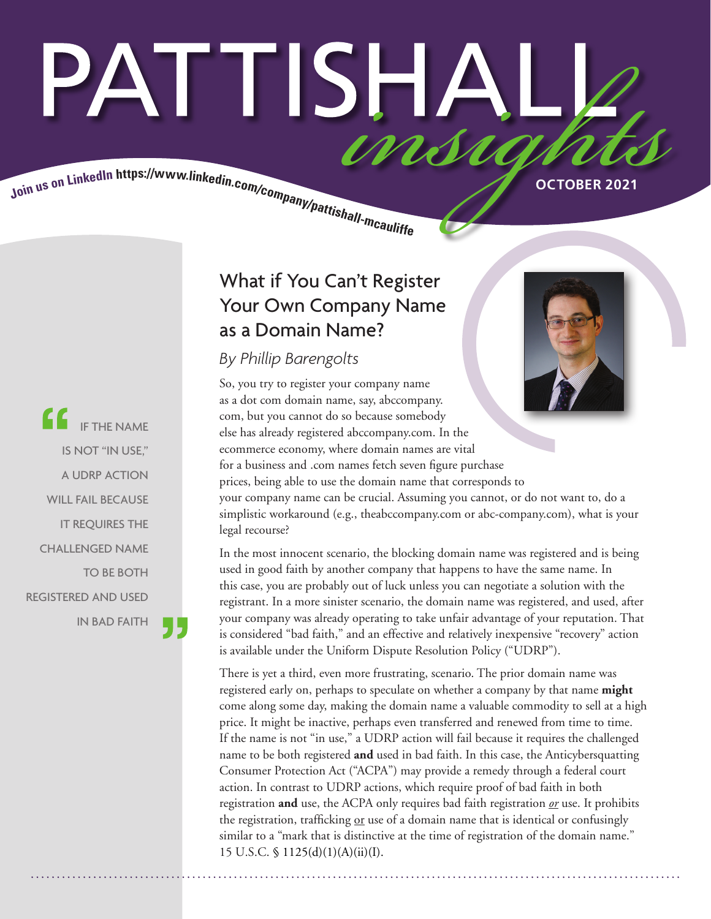# PATTISHALL *insights*

Join us on LinkedIn https://www.linkedin.com/company/pattishall-mcauliffe

OCTOBER 2021

## What if You Can't Register Your Own Company Name as a Domain Name?

*By Phillip Barengolts*

So, you try to register your company name as a dot com domain name, say, abccompany.com, but you cannot do so because somebody else has already registered abccompany.com. In the ecommerce economy, where domain names are vital for a business and .com names fetch seven figure purchase prices, being able to use the domain name that corresponds to your company name can be crucial. Assuming you cannot, or do not want to, do a simplistic workaround (e.g., theabccompany.com or abc-company.com), what is your legal recourse?

In the most innocent scenario, the blocking domain name was registered and is being used in good faith by another company that happens to have the same name. In this case, you are probably out of luck unless you can negotiate a solution with the registrant. In a more sinister scenario, the domain name was registered, and used, after your company was already operating to take unfair advantage of your reputation. That is considered "bad faith," and an effective and relatively inexpensive "recovery" action is available under the Uniform Dispute Resolution Policy ("UDRP").

> "IF THE NAME IS NOT "IN USE," A UDRP ACTION WILL FAIL BECAUSE IT REQUIRES THE CHALLENGED NAME TO BE BOTH REGISTERED AND USED IN BAD FAITH"

There is yet a third, even more frustrating, scenario. The prior domain name was registered early on, perhaps to speculate on whether a company by that name **might** come along some day, making the domain name a valuable commodity to sell at a high price. It might be inactive, perhaps even transferred and renewed from time to time. If the name is not "in use," a UDRP action will fail because it requires the challenged name to be both registered **and** used in bad faith. In this case, the Anticybersquatting Consumer Protection Act ("ACPA") may provide a remedy through a federal court action. In contrast to UDRP actions, which require proof of bad faith in both registration **and** use, the ACPA only requires bad faith registration ***or*** use. It prohibits the registration, trafficking or use of a domain name that is identical or confusingly similar to a "mark that is distinctive at the time of registration of the domain name." 15 U.S.C. § 1125(d)(1)(A)(ii)(I).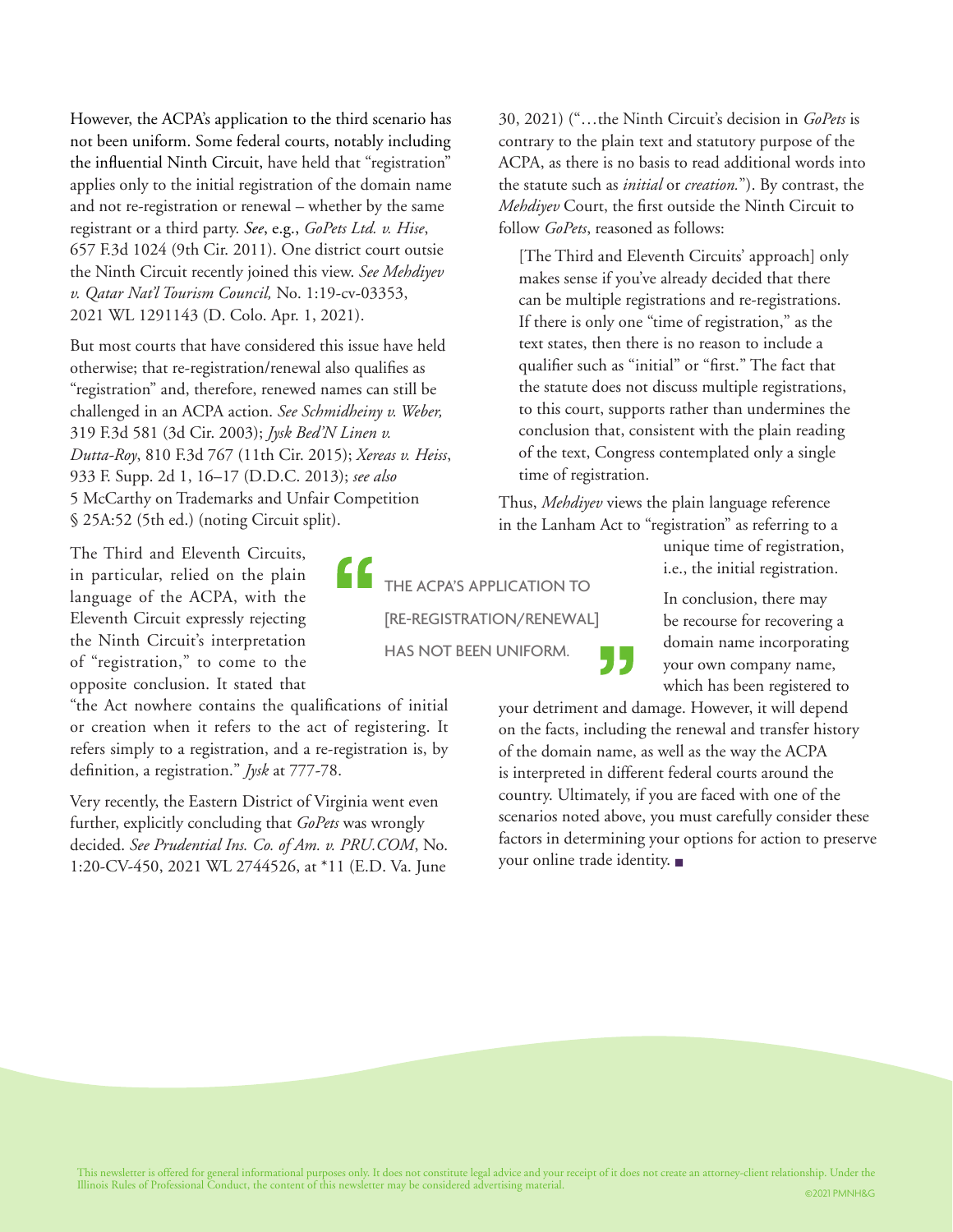However, the ACPA's application to the third scenario has not been uniform. Some federal courts, notably including the influential Ninth Circuit, have held that "registration" applies only to the initial registration of the domain name and not re-registration or renewal – whether by the same registrant or a third party. *See*, e.g., *GoPets Ltd. v. Hise*, 657 F.3d 1024 (9th Cir. 2011). One district court outsie the Ninth Circuit recently joined this view. *See Mehdiyev v. Qatar Nat'l Tourism Council,* No. 1:19-cv-03353, 2021 WL 1291143 (D. Colo. Apr. 1, 2021).

But most courts that have considered this issue have held otherwise; that re-registration/renewal also qualifies as "registration" and, therefore, renewed names can still be challenged in an ACPA action. *See Schmidheiny v. Weber,* 319 F.3d 581 (3d Cir. 2003); *Jysk Bed'N Linen v. Dutta-Roy*, 810 F.3d 767 (11th Cir. 2015); *Xereas v. Heiss*, 933 F. Supp. 2d 1, 16–17 (D.D.C. 2013); *see also* 5 McCarthy on Trademarks and Unfair Competition § 25A:52 (5th ed.) (noting Circuit split).

The Third and Eleventh Circuits, in particular, relied on the plain language of the ACPA, with the Eleventh Circuit expressly rejecting the Ninth Circuit's interpretation of "registration," to come to the opposite conclusion. It stated that "the Act nowhere contains the qualifications of initial or creation when it refers to the act of registering. It refers simply to a registration, and a re-registration is, by definition, a registration." *Jysk* at 777-78.

> THE ACPA'S APPLICATION TO [RE-REGISTRATION/RENEWAL] HAS NOT BEEN UNIFORM.

Very recently, the Eastern District of Virginia went even further, explicitly concluding that *GoPets* was wrongly decided. *See Prudential Ins. Co. of Am. v. PRU.COM*, No. 1:20-CV-450, 2021 WL 2744526, at *11 (E.D. Va. June 30, 2021) ("…the Ninth Circuit's decision in *GoPets* is contrary to the plain text and statutory purpose of the ACPA, as there is no basis to read additional words into the statute such as *initial* or *creation.*"). By contrast, the *Mehdiyev* Court, the first outside the Ninth Circuit to follow *GoPets*, reasoned as follows:

> [The Third and Eleventh Circuits' approach] only makes sense if you've already decided that there can be multiple registrations and re-registrations. If there is only one "time of registration," as the text states, then there is no reason to include a qualifier such as "initial" or "first." The fact that the statute does not discuss multiple registrations, to this court, supports rather than undermines the conclusion that, consistent with the plain reading of the text, Congress contemplated only a single time of registration.

Thus, *Mehdiyev* views the plain language reference in the Lanham Act to "registration" as referring to a unique time of registration, i.e., the initial registration.

In conclusion, there may be recourse for recovering a domain name incorporating your own company name, which has been registered to your detriment and damage. However, it will depend on the facts, including the renewal and transfer history of the domain name, as well as the way the ACPA is interpreted in different federal courts around the country. Ultimately, if you are faced with one of the scenarios noted above, you must carefully consider these factors in determining your options for action to preserve your online trade identity. ■

This newsletter is offered for general informational purposes only. It does not constitute legal advice and your receipt of it does not create an attorney-client relationship. Under the Illinois Rules of Professional Conduct, the content of this newsletter may be considered advertising material.

©2021 PMNH&G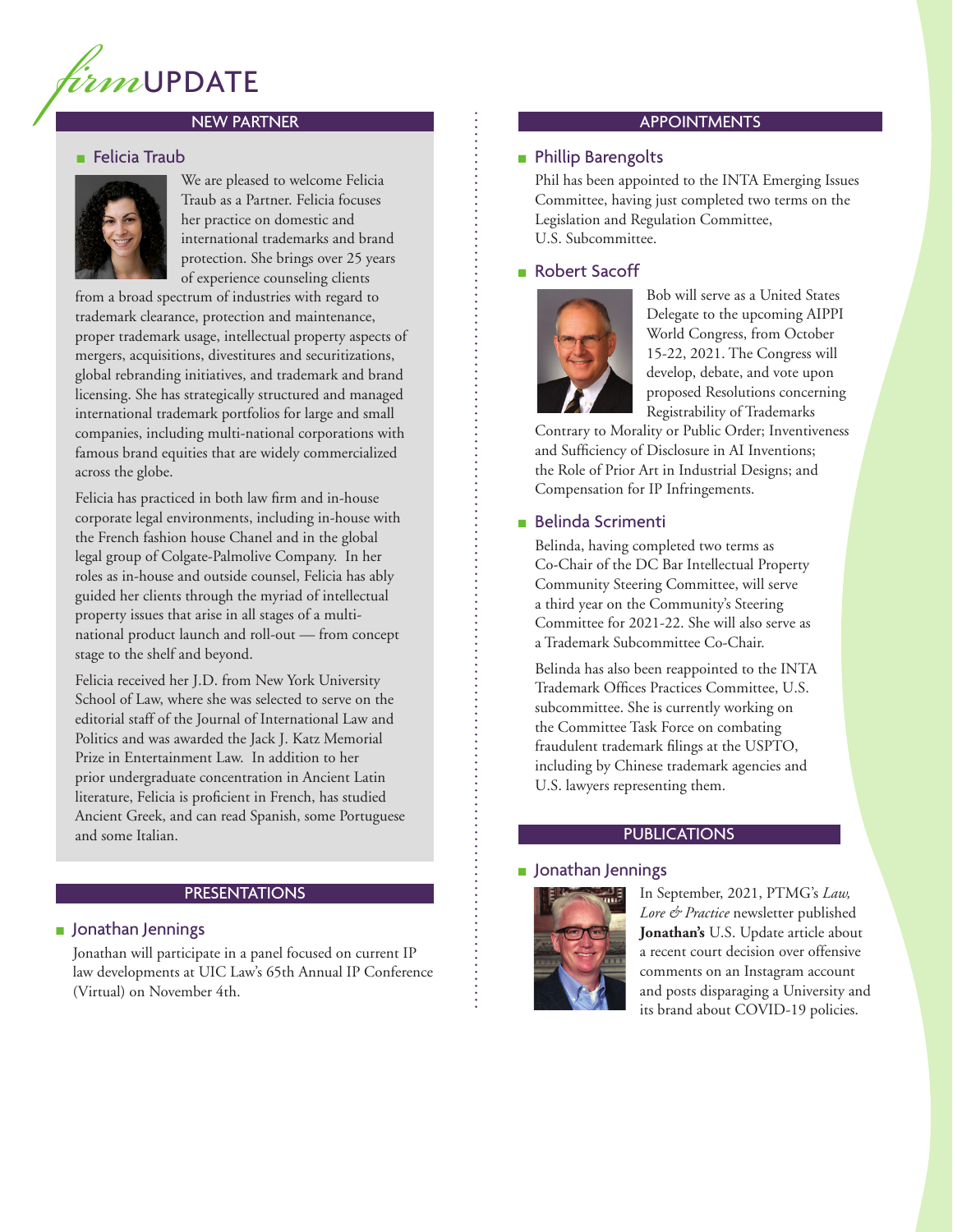# firmUPDATE

## NEW PARTNER

### Felicia Traub

We are pleased to welcome Felicia Traub as a Partner. Felicia focuses her practice on domestic and international trademarks and brand protection. She brings over 25 years of experience counseling clients from a broad spectrum of industries with regard to trademark clearance, protection and maintenance, proper trademark usage, intellectual property aspects of mergers, acquisitions, divestitures and securitizations, global rebranding initiatives, and trademark and brand licensing. She has strategically structured and managed international trademark portfolios for large and small companies, including multi-national corporations with famous brand equities that are widely commercialized across the globe.

Felicia has practiced in both law firm and in-house corporate legal environments, including in-house with the French fashion house Chanel and in the global legal group of Colgate-Palmolive Company. In her roles as in-house and outside counsel, Felicia has ably guided her clients through the myriad of intellectual property issues that arise in all stages of a multi-national product launch and roll-out — from concept stage to the shelf and beyond.

Felicia received her J.D. from New York University School of Law, where she was selected to serve on the editorial staff of the Journal of International Law and Politics and was awarded the Jack J. Katz Memorial Prize in Entertainment Law. In addition to her prior undergraduate concentration in Ancient Latin literature, Felicia is proficient in French, has studied Ancient Greek, and can read Spanish, some Portuguese and some Italian.

## PRESENTATIONS

### Jonathan Jennings

Jonathan will participate in a panel focused on current IP law developments at UIC Law's 65th Annual IP Conference (Virtual) on November 4th.

## APPOINTMENTS

### Phillip Barengolts

Phil has been appointed to the INTA Emerging Issues Committee, having just completed two terms on the Legislation and Regulation Committee, U.S. Subcommittee.

### Robert Sacoff

Bob will serve as a United States Delegate to the upcoming AIPPI World Congress, from October 15-22, 2021. The Congress will develop, debate, and vote upon proposed Resolutions concerning Registrability of Trademarks Contrary to Morality or Public Order; Inventiveness and Sufficiency of Disclosure in AI Inventions; the Role of Prior Art in Industrial Designs; and Compensation for IP Infringements.

### Belinda Scrimenti

Belinda, having completed two terms as Co-Chair of the DC Bar Intellectual Property Community Steering Committee, will serve a third year on the Community's Steering Committee for 2021-22. She will also serve as a Trademark Subcommittee Co-Chair.

Belinda has also been reappointed to the INTA Trademark Offices Practices Committee, U.S. subcommittee. She is currently working on the Committee Task Force on combating fraudulent trademark filings at the USPTO, including by Chinese trademark agencies and U.S. lawyers representing them.

## PUBLICATIONS

### Jonathan Jennings

In September, 2021, PTMG's *Law, Lore & Practice* newsletter published **Jonathan's** U.S. Update article about a recent court decision over offensive comments on an Instagram account and posts disparaging a University and its brand about COVID-19 policies.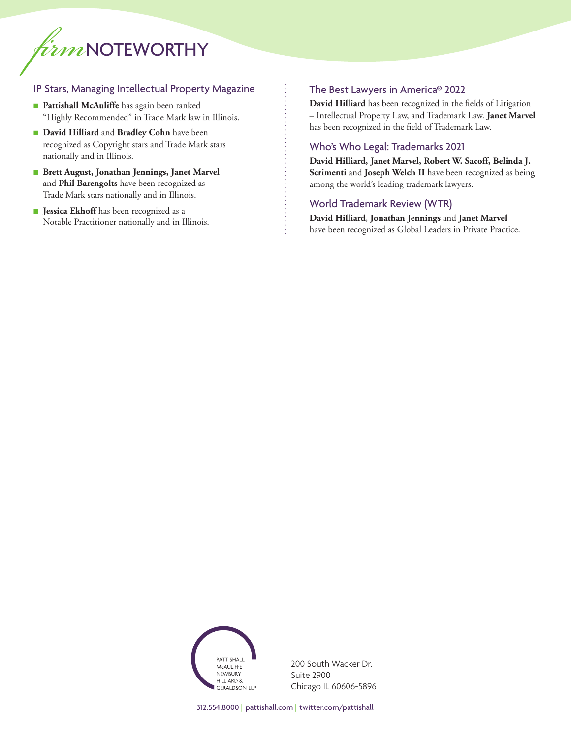# *firm*NOTEWORTHY

## IP Stars, Managing Intellectual Property Magazine

- **Pattishall McAuliffe** has again been ranked "Highly Recommended" in Trade Mark law in Illinois.
- **David Hilliard** and **Bradley Cohn** have been recognized as Copyright stars and Trade Mark stars nationally and in Illinois.
- **Brett August, Jonathan Jennings, Janet Marvel** and **Phil Barengolts** have been recognized as Trade Mark stars nationally and in Illinois.
- **Jessica Ekhoff** has been recognized as a Notable Practitioner nationally and in Illinois.

## The Best Lawyers in America® 2022

**David Hilliard** has been recognized in the fields of Litigation – Intellectual Property Law, and Trademark Law. **Janet Marvel** has been recognized in the field of Trademark Law.

## Who's Who Legal: Trademarks 2021

**David Hilliard, Janet Marvel, Robert W. Sacoff, Belinda J. Scrimenti** and **Joseph Welch II** have been recognized as being among the world's leading trademark lawyers.

## World Trademark Review (WTR)

**David Hilliard**, **Jonathan Jennings** and **Janet Marvel** have been recognized as Global Leaders in Private Practice.

PATTISHALL McAULIFFE NEWBURY HILLIARD & GERALDSON LLP

200 South Wacker Dr.
Suite 2900
Chicago IL 60606-5896

312.554.8000 | pattishall.com | twitter.com/pattishall